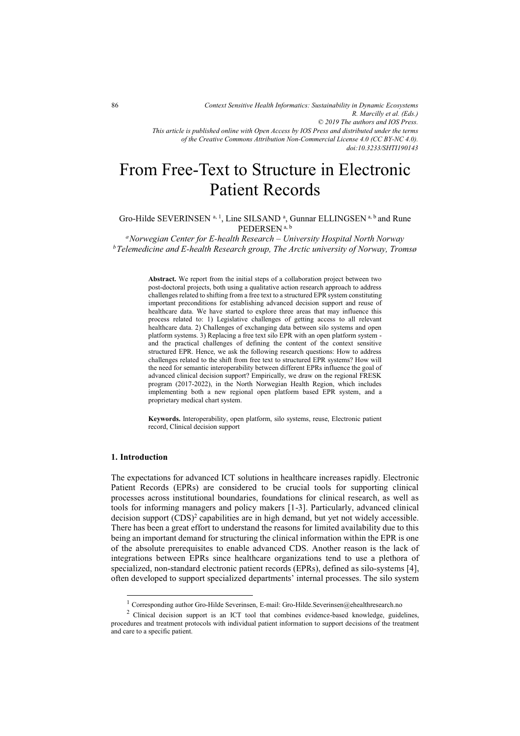# From Free-Text to Structure in Electronic Patient Records

Gro-Hilde SEVERINSEN [a, 1], Line SILSAND [a], Gunnar ELLINGSEN [a, b] and Rune PEDERSEN [a, b]

[a] *Norwegian Center for E-health Research – University Hospital North Norway*
[b] *Telemedicine and E-health Research group, The Arctic university of Norway, Tromsø*

> **Abstract.** We report from the initial steps of a collaboration project between two post-doctoral projects, both using a qualitative action research approach to address challenges related to shifting from a free text to a structured EPR system constituting important preconditions for establishing advanced decision support and reuse of healthcare data. We have started to explore three areas that may influence this process related to: 1) Legislative challenges of getting access to all relevant healthcare data. 2) Challenges of exchanging data between silo systems and open platform systems. 3) Replacing a free text silo EPR with an open platform system - and the practical challenges of defining the content of the context sensitive structured EPR. Hence, we ask the following research questions: How to address challenges related to the shift from free text to structured EPR systems? How will the need for semantic interoperability between different EPRs influence the goal of advanced clinical decision support? Empirically, we draw on the regional FRESK program (2017-2022), in the North Norwegian Health Region, which includes implementing both a new regional open platform based EPR system, and a proprietary medical chart system.
>
> **Keywords.** Interoperability, open platform, silo systems, reuse, Electronic patient record, Clinical decision support

## 1. Introduction

The expectations for advanced ICT solutions in healthcare increases rapidly. Electronic Patient Records (EPRs) are considered to be crucial tools for supporting clinical processes across institutional boundaries, foundations for clinical research, as well as tools for informing managers and policy makers [1-3]. Particularly, advanced clinical decision support (CDS)[2] capabilities are in high demand, but yet not widely accessible. There has been a great effort to understand the reasons for limited availability due to this being an important demand for structuring the clinical information within the EPR is one of the absolute prerequisites to enable advanced CDS. Another reason is the lack of integrations between EPRs since healthcare organizations tend to use a plethora of specialized, non-standard electronic patient records (EPRs), defined as silo-systems [4], often developed to support specialized departments' internal processes. The silo system

---

[1] Corresponding author Gro-Hilde Severinsen, E-mail: Gro-Hilde.Severinsen@ehealthresearch.no

[2] Clinical decision support is an ICT tool that combines evidence-based knowledge, guidelines, procedures and treatment protocols with individual patient information to support decisions of the treatment and care to a specific patient.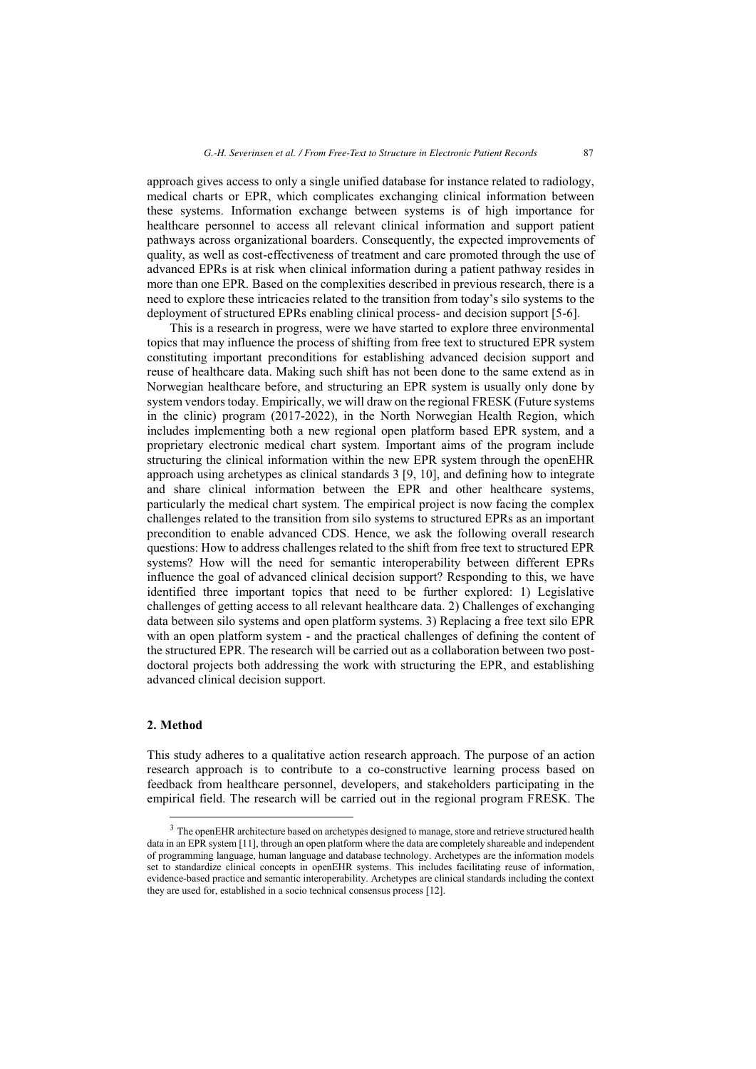approach gives access to only a single unified database for instance related to radiology, medical charts or EPR, which complicates exchanging clinical information between these systems. Information exchange between systems is of high importance for healthcare personnel to access all relevant clinical information and support patient pathways across organizational boarders. Consequently, the expected improvements of quality, as well as cost-effectiveness of treatment and care promoted through the use of advanced EPRs is at risk when clinical information during a patient pathway resides in more than one EPR. Based on the complexities described in previous research, there is a need to explore these intricacies related to the transition from today's silo systems to the deployment of structured EPRs enabling clinical process- and decision support [5-6].

This is a research in progress, were we have started to explore three environmental topics that may influence the process of shifting from free text to structured EPR system constituting important preconditions for establishing advanced decision support and reuse of healthcare data. Making such shift has not been done to the same extend as in Norwegian healthcare before, and structuring an EPR system is usually only done by system vendors today. Empirically, we will draw on the regional FRESK (Future systems in the clinic) program (2017-2022), in the North Norwegian Health Region, which includes implementing both a new regional open platform based EPR system, and a proprietary electronic medical chart system. Important aims of the program include structuring the clinical information within the new EPR system through the openEHR approach using archetypes as clinical standards [3] [9, 10], and defining how to integrate and share clinical information between the EPR and other healthcare systems, particularly the medical chart system. The empirical project is now facing the complex challenges related to the transition from silo systems to structured EPRs as an important precondition to enable advanced CDS. Hence, we ask the following overall research questions: How to address challenges related to the shift from free text to structured EPR systems? How will the need for semantic interoperability between different EPRs influence the goal of advanced clinical decision support? Responding to this, we have identified three important topics that need to be further explored: 1) Legislative challenges of getting access to all relevant healthcare data. 2) Challenges of exchanging data between silo systems and open platform systems. 3) Replacing a free text silo EPR with an open platform system - and the practical challenges of defining the content of the structured EPR. The research will be carried out as a collaboration between two post-doctoral projects both addressing the work with structuring the EPR, and establishing advanced clinical decision support.

## 2. Method

This study adheres to a qualitative action research approach. The purpose of an action research approach is to contribute to a co-constructive learning process based on feedback from healthcare personnel, developers, and stakeholders participating in the empirical field. The research will be carried out in the regional program FRESK. The

[3] The openEHR architecture based on archetypes designed to manage, store and retrieve structured health data in an EPR system [11], through an open platform where the data are completely shareable and independent of programming language, human language and database technology. Archetypes are the information models set to standardize clinical concepts in openEHR systems. This includes facilitating reuse of information, evidence-based practice and semantic interoperability. Archetypes are clinical standards including the context they are used for, established in a socio technical consensus process [12].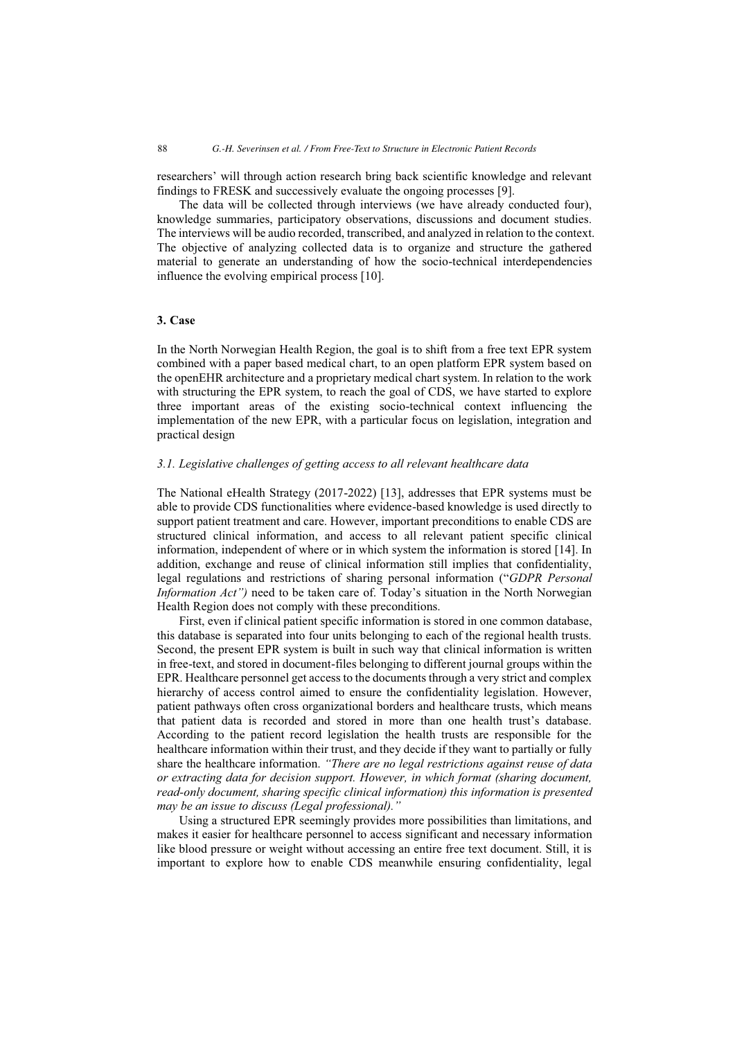researchers' will through action research bring back scientific knowledge and relevant findings to FRESK and successively evaluate the ongoing processes [9].

The data will be collected through interviews (we have already conducted four), knowledge summaries, participatory observations, discussions and document studies. The interviews will be audio recorded, transcribed, and analyzed in relation to the context. The objective of analyzing collected data is to organize and structure the gathered material to generate an understanding of how the socio-technical interdependencies influence the evolving empirical process [10].

## 3. Case

In the North Norwegian Health Region, the goal is to shift from a free text EPR system combined with a paper based medical chart, to an open platform EPR system based on the openEHR architecture and a proprietary medical chart system. In relation to the work with structuring the EPR system, to reach the goal of CDS, we have started to explore three important areas of the existing socio-technical context influencing the implementation of the new EPR, with a particular focus on legislation, integration and practical design

### *3.1. Legislative challenges of getting access to all relevant healthcare data*

The National eHealth Strategy (2017-2022) [13], addresses that EPR systems must be able to provide CDS functionalities where evidence-based knowledge is used directly to support patient treatment and care. However, important preconditions to enable CDS are structured clinical information, and access to all relevant patient specific clinical information, independent of where or in which system the information is stored [14]. In addition, exchange and reuse of clinical information still implies that confidentiality, legal regulations and restrictions of sharing personal information ("*GDPR Personal Information Act")* need to be taken care of. Today's situation in the North Norwegian Health Region does not comply with these preconditions.

First, even if clinical patient specific information is stored in one common database, this database is separated into four units belonging to each of the regional health trusts. Second, the present EPR system is built in such way that clinical information is written in free-text, and stored in document-files belonging to different journal groups within the EPR. Healthcare personnel get access to the documents through a very strict and complex hierarchy of access control aimed to ensure the confidentiality legislation. However, patient pathways often cross organizational borders and healthcare trusts, which means that patient data is recorded and stored in more than one health trust's database. According to the patient record legislation the health trusts are responsible for the healthcare information within their trust, and they decide if they want to partially or fully share the healthcare information. *"There are no legal restrictions against reuse of data or extracting data for decision support. However, in which format (sharing document, read-only document, sharing specific clinical information) this information is presented may be an issue to discuss (Legal professional)."*

Using a structured EPR seemingly provides more possibilities than limitations, and makes it easier for healthcare personnel to access significant and necessary information like blood pressure or weight without accessing an entire free text document. Still, it is important to explore how to enable CDS meanwhile ensuring confidentiality, legal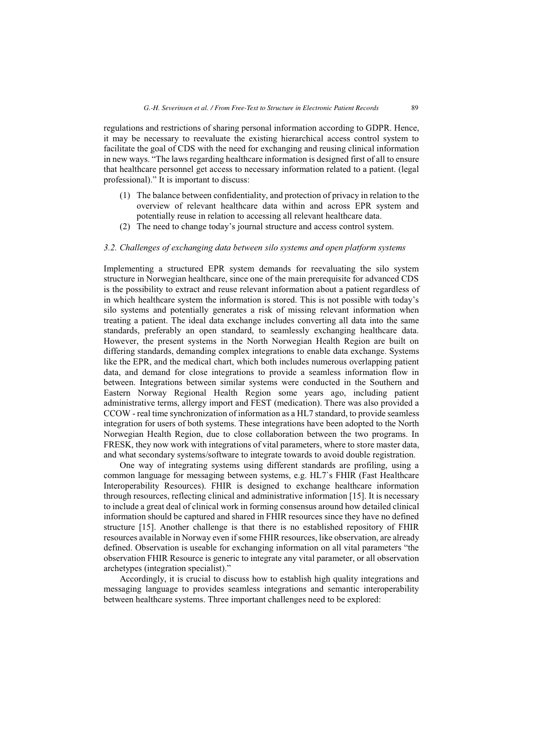regulations and restrictions of sharing personal information according to GDPR. Hence, it may be necessary to reevaluate the existing hierarchical access control system to facilitate the goal of CDS with the need for exchanging and reusing clinical information in new ways. "The laws regarding healthcare information is designed first of all to ensure that healthcare personnel get access to necessary information related to a patient. (legal professional)." It is important to discuss:

(1) The balance between confidentiality, and protection of privacy in relation to the overview of relevant healthcare data within and across EPR system and potentially reuse in relation to accessing all relevant healthcare data.
(2) The need to change today's journal structure and access control system.

### *3.2. Challenges of exchanging data between silo systems and open platform systems*

Implementing a structured EPR system demands for reevaluating the silo system structure in Norwegian healthcare, since one of the main prerequisite for advanced CDS is the possibility to extract and reuse relevant information about a patient regardless of in which healthcare system the information is stored. This is not possible with today's silo systems and potentially generates a risk of missing relevant information when treating a patient. The ideal data exchange includes converting all data into the same standards, preferably an open standard, to seamlessly exchanging healthcare data. However, the present systems in the North Norwegian Health Region are built on differing standards, demanding complex integrations to enable data exchange. Systems like the EPR, and the medical chart, which both includes numerous overlapping patient data, and demand for close integrations to provide a seamless information flow in between. Integrations between similar systems were conducted in the Southern and Eastern Norway Regional Health Region some years ago, including patient administrative terms, allergy import and FEST (medication). There was also provided a CCOW - real time synchronization of information as a HL7 standard, to provide seamless integration for users of both systems. These integrations have been adopted to the North Norwegian Health Region, due to close collaboration between the two programs. In FRESK, they now work with integrations of vital parameters, where to store master data, and what secondary systems/software to integrate towards to avoid double registration.

One way of integrating systems using different standards are profiling, using a common language for messaging between systems, e.g. HL7`s FHIR (Fast Healthcare Interoperability Resources). FHIR is designed to exchange healthcare information through resources, reflecting clinical and administrative information [15]. It is necessary to include a great deal of clinical work in forming consensus around how detailed clinical information should be captured and shared in FHIR resources since they have no defined structure [15]. Another challenge is that there is no established repository of FHIR resources available in Norway even if some FHIR resources, like observation, are already defined. Observation is useable for exchanging information on all vital parameters "the observation FHIR Resource is generic to integrate any vital parameter, or all observation archetypes (integration specialist)."

Accordingly, it is crucial to discuss how to establish high quality integrations and messaging language to provides seamless integrations and semantic interoperability between healthcare systems. Three important challenges need to be explored: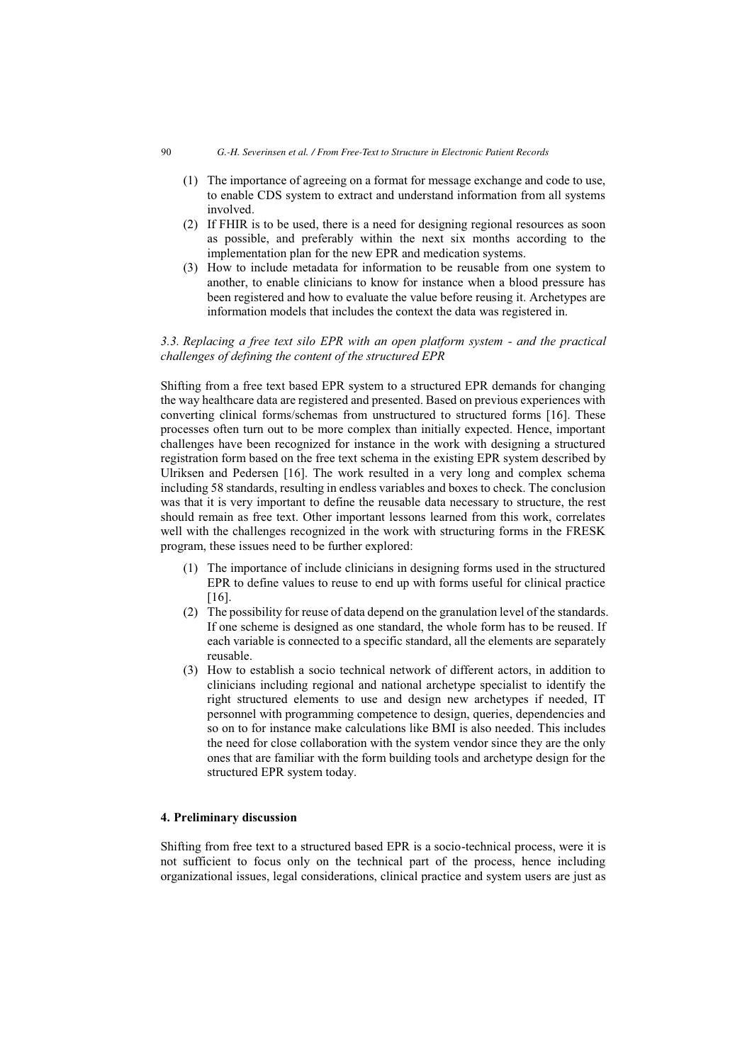(1) The importance of agreeing on a format for message exchange and code to use, to enable CDS system to extract and understand information from all systems involved.
(2) If FHIR is to be used, there is a need for designing regional resources as soon as possible, and preferably within the next six months according to the implementation plan for the new EPR and medication systems.
(3) How to include metadata for information to be reusable from one system to another, to enable clinicians to know for instance when a blood pressure has been registered and how to evaluate the value before reusing it. Archetypes are information models that includes the context the data was registered in.

### *3.3. Replacing a free text silo EPR with an open platform system - and the practical challenges of defining the content of the structured EPR*

Shifting from a free text based EPR system to a structured EPR demands for changing the way healthcare data are registered and presented. Based on previous experiences with converting clinical forms/schemas from unstructured to structured forms [16]. These processes often turn out to be more complex than initially expected. Hence, important challenges have been recognized for instance in the work with designing a structured registration form based on the free text schema in the existing EPR system described by Ulriksen and Pedersen [16]. The work resulted in a very long and complex schema including 58 standards, resulting in endless variables and boxes to check. The conclusion was that it is very important to define the reusable data necessary to structure, the rest should remain as free text. Other important lessons learned from this work, correlates well with the challenges recognized in the work with structuring forms in the FRESK program, these issues need to be further explored:

(1) The importance of include clinicians in designing forms used in the structured EPR to define values to reuse to end up with forms useful for clinical practice [16].
(2) The possibility for reuse of data depend on the granulation level of the standards. If one scheme is designed as one standard, the whole form has to be reused. If each variable is connected to a specific standard, all the elements are separately reusable.
(3) How to establish a socio technical network of different actors, in addition to clinicians including regional and national archetype specialist to identify the right structured elements to use and design new archetypes if needed, IT personnel with programming competence to design, queries, dependencies and so on to for instance make calculations like BMI is also needed. This includes the need for close collaboration with the system vendor since they are the only ones that are familiar with the form building tools and archetype design for the structured EPR system today.

## 4. Preliminary discussion

Shifting from free text to a structured based EPR is a socio-technical process, were it is not sufficient to focus only on the technical part of the process, hence including organizational issues, legal considerations, clinical practice and system users are just as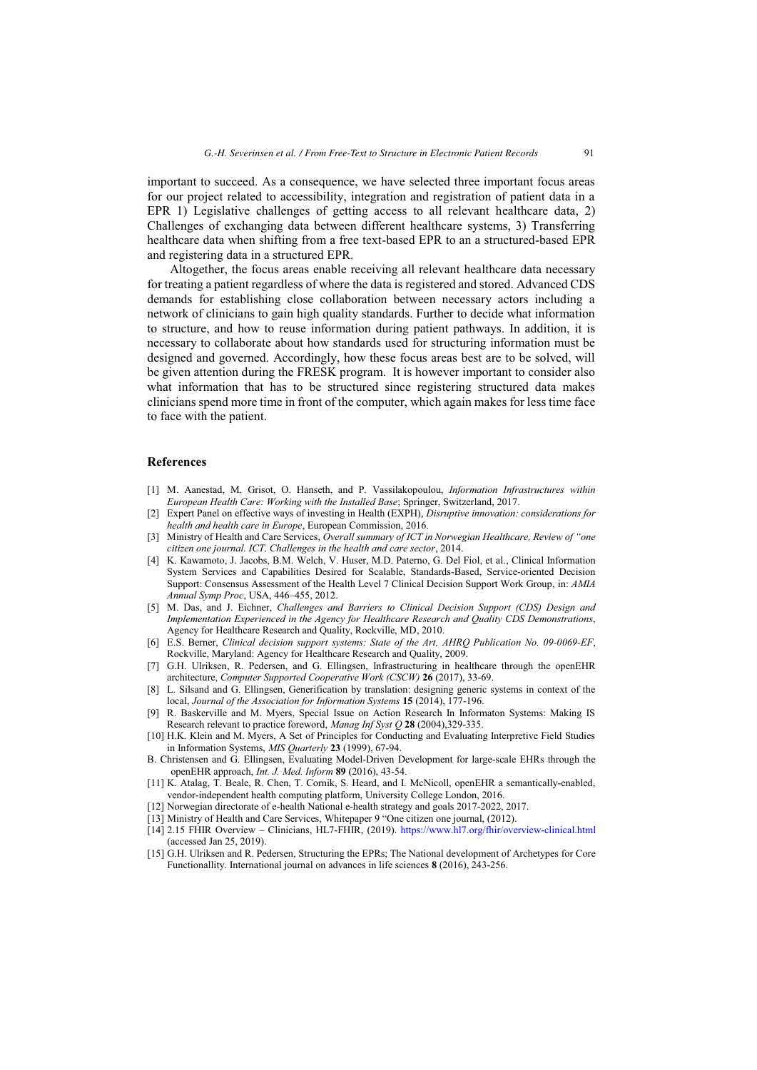important to succeed. As a consequence, we have selected three important focus areas for our project related to accessibility, integration and registration of patient data in a EPR 1) Legislative challenges of getting access to all relevant healthcare data, 2) Challenges of exchanging data between different healthcare systems, 3) Transferring healthcare data when shifting from a free text-based EPR to an a structured-based EPR and registering data in a structured EPR.

Altogether, the focus areas enable receiving all relevant healthcare data necessary for treating a patient regardless of where the data is registered and stored. Advanced CDS demands for establishing close collaboration between necessary actors including a network of clinicians to gain high quality standards. Further to decide what information to structure, and how to reuse information during patient pathways. In addition, it is necessary to collaborate about how standards used for structuring information must be designed and governed. Accordingly, how these focus areas best are to be solved, will be given attention during the FRESK program. It is however important to consider also what information that has to be structured since registering structured data makes clinicians spend more time in front of the computer, which again makes for less time face to face with the patient.

## References

[1] M. Aanestad, M. Grisot, O. Hanseth, and P. Vassilakopoulou, *Information Infrastructures within European Health Care: Working with the Installed Base*; Springer, Switzerland, 2017.

[2] Expert Panel on effective ways of investing in Health (EXPH), *Disruptive innovation: considerations for health and health care in Europe*, European Commission, 2016.

[3] Ministry of Health and Care Services, *Overall summary of ICT in Norwegian Healthcare, Review of "one citizen one journal. ICT, Challenges in the health and care sector*, 2014.

[4] K. Kawamoto, J. Jacobs, B.M. Welch, V. Huser, M.D. Paterno, G. Del Fiol, et al., Clinical Information System Services and Capabilities Desired for Scalable, Standards-Based, Service-oriented Decision Support: Consensus Assessment of the Health Level 7 Clinical Decision Support Work Group, in: *AMIA Annual Symp Proc*, USA, 446–455, 2012.

[5] M. Das, and J. Eichner, *Challenges and Barriers to Clinical Decision Support (CDS) Design and Implementation Experienced in the Agency for Healthcare Research and Quality CDS Demonstrations*, Agency for Healthcare Research and Quality, Rockville, MD, 2010.

[6] E.S. Berner, *Clinical decision support systems: State of the Art, AHRQ Publication No. 09-0069-EF*, Rockville, Maryland: Agency for Healthcare Research and Quality, 2009.

[7] G.H. Ulriksen, R. Pedersen, and G. Ellingsen, Infrastructuring in healthcare through the openEHR architecture, *Computer Supported Cooperative Work (CSCW)* **26** (2017), 33-69.

[8] L. Silsand and G. Ellingsen, Generification by translation: designing generic systems in context of the local, *Journal of the Association for Information Systems* **15** (2014), 177-196.

[9] R. Baskerville and M. Myers, Special Issue on Action Research In Informaton Systems: Making IS Research relevant to practice foreword, *Manag Inf Syst Q* **28** (2004),329-335.

[10] H.K. Klein and M. Myers, A Set of Principles for Conducting and Evaluating Interpretive Field Studies in Information Systems, *MIS Quarterly* **23** (1999), 67-94.

B. Christensen and G. Ellingsen, Evaluating Model-Driven Development for large-scale EHRs through the openEHR approach, *Int. J. Med. Inform* **89** (2016), 43-54.

[11] K. Atalag, T. Beale, R. Chen, T. Cornik, S. Heard, and I. McNicoll, openEHR a semantically-enabled, vendor-independent health computing platform, University College London, 2016.

[12] Norwegian directorate of e-health National e-health strategy and goals 2017-2022, 2017.

[13] Ministry of Health and Care Services, Whitepaper 9 "One citizen one journal, (2012).

[14] 2.15 FHIR Overview – Clinicians, HL7-FHIR, (2019). https://www.hl7.org/fhir/overview-clinical.html (accessed Jan 25, 2019).

[15] G.H. Ulriksen and R. Pedersen, Structuring the EPRs; The National development of Archetypes for Core Functionallity. International journal on advances in life sciences **8** (2016), 243-256.